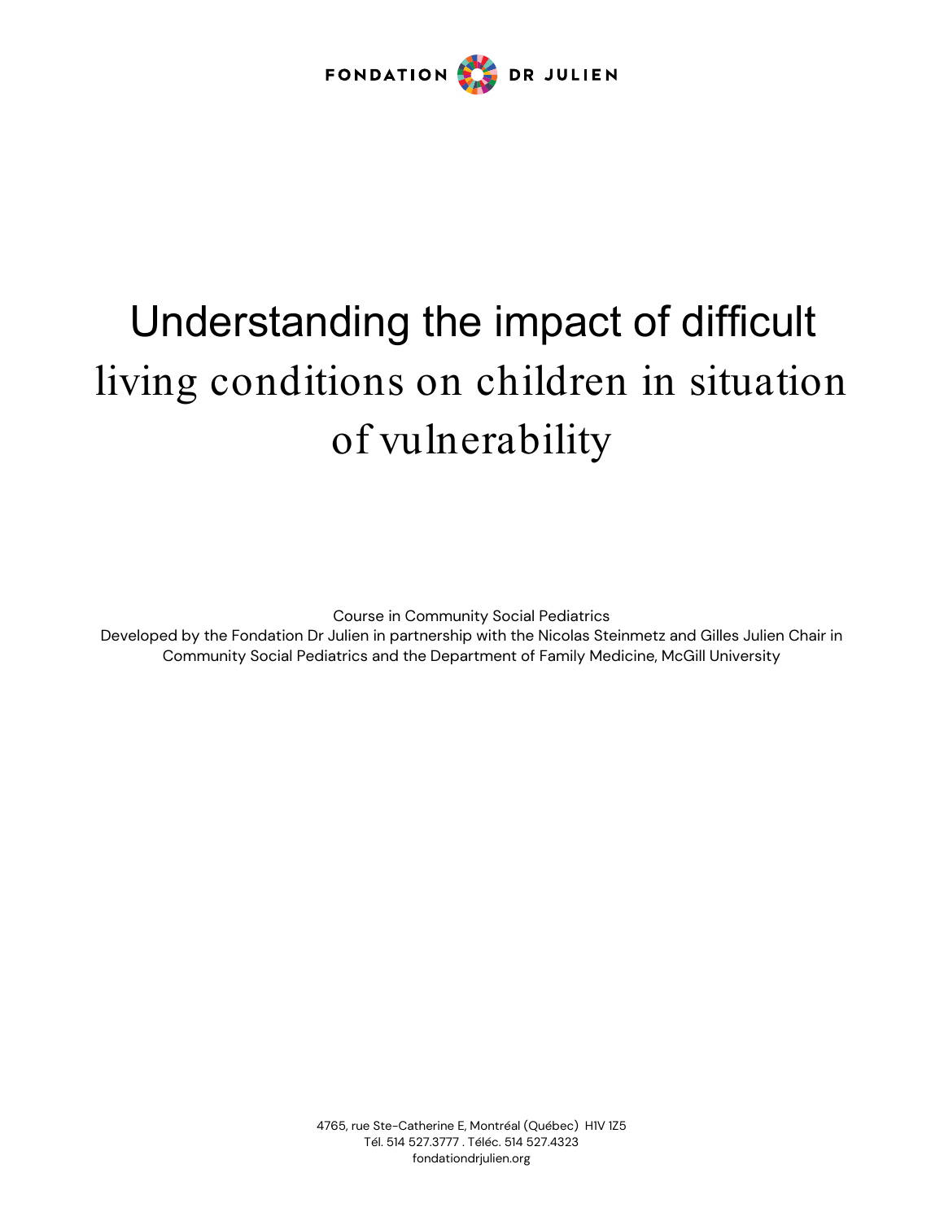FONDATION DR JULIEN

# Understanding the impact of difficult living conditions on children in situation of vulnerability

Course in Community Social Pediatrics
Developed by the Fondation Dr Julien in partnership with the Nicolas Steinmetz and Gilles Julien Chair in Community Social Pediatrics and the Department of Family Medicine, McGill University

4765, rue Ste-Catherine E, Montréal (Québec) H1V 1Z5
Tél. 514 527.3777 . Téléc. 514 527.4323
fondationdrjulien.org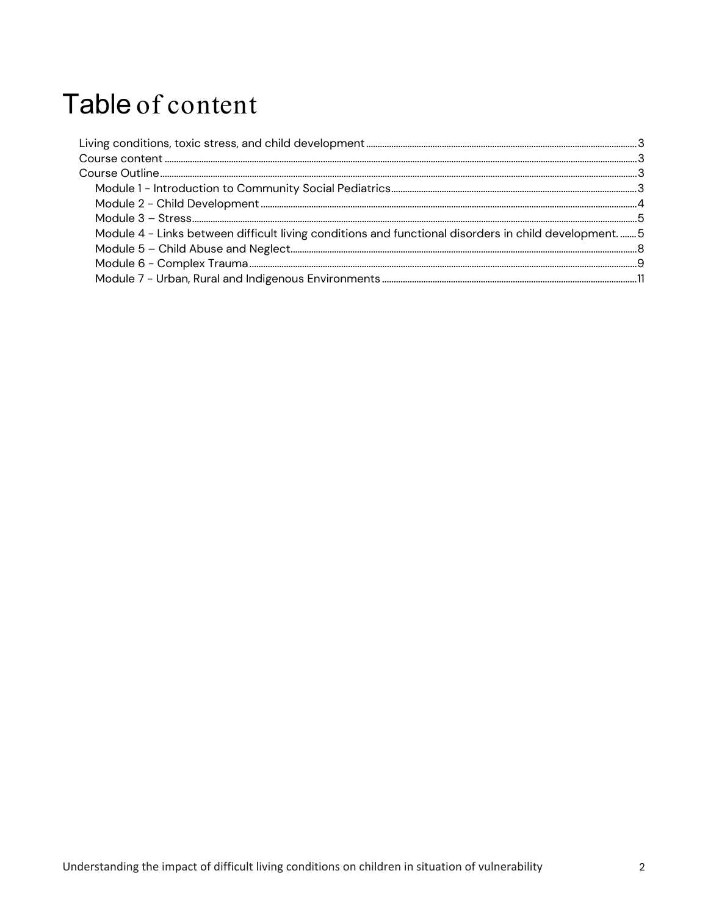# Table of content

Living conditions, toxic stress, and child development ..... 3
Course content ..... 3
Course Outline ..... 3
- Module 1 - Introduction to Community Social Pediatrics ..... 3
- Module 2 - Child Development ..... 4
- Module 3 – Stress ..... 5
- Module 4 - Links between difficult living conditions and functional disorders in child development. ..... 5
- Module 5 – Child Abuse and Neglect ..... 8
- Module 6 - Complex Trauma ..... 9
- Module 7 - Urban, Rural and Indigenous Environments ..... 11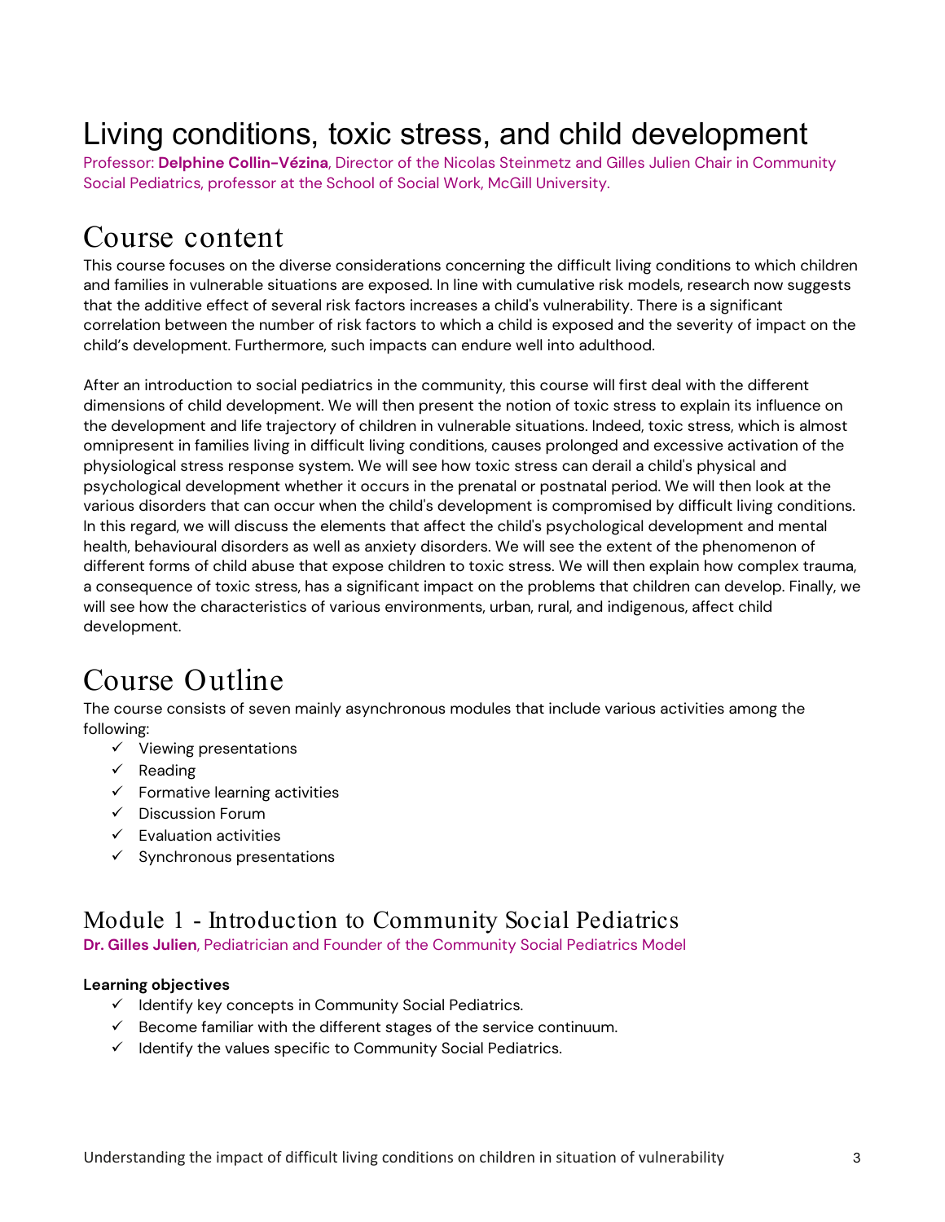# Living conditions, toxic stress, and child development

Professor: **Delphine Collin-Vézina**, Director of the Nicolas Steinmetz and Gilles Julien Chair in Community Social Pediatrics, professor at the School of Social Work, McGill University.

## Course content

This course focuses on the diverse considerations concerning the difficult living conditions to which children and families in vulnerable situations are exposed. In line with cumulative risk models, research now suggests that the additive effect of several risk factors increases a child's vulnerability. There is a significant correlation between the number of risk factors to which a child is exposed and the severity of impact on the child's development. Furthermore, such impacts can endure well into adulthood.

After an introduction to social pediatrics in the community, this course will first deal with the different dimensions of child development. We will then present the notion of toxic stress to explain its influence on the development and life trajectory of children in vulnerable situations. Indeed, toxic stress, which is almost omnipresent in families living in difficult living conditions, causes prolonged and excessive activation of the physiological stress response system. We will see how toxic stress can derail a child's physical and psychological development whether it occurs in the prenatal or postnatal period. We will then look at the various disorders that can occur when the child's development is compromised by difficult living conditions. In this regard, we will discuss the elements that affect the child's psychological development and mental health, behavioural disorders as well as anxiety disorders. We will see the extent of the phenomenon of different forms of child abuse that expose children to toxic stress. We will then explain how complex trauma, a consequence of toxic stress, has a significant impact on the problems that children can develop. Finally, we will see how the characteristics of various environments, urban, rural, and indigenous, affect child development.

## Course Outline

The course consists of seven mainly asynchronous modules that include various activities among the following:

- ✓ Viewing presentations
- ✓ Reading
- ✓ Formative learning activities
- ✓ Discussion Forum
- ✓ Evaluation activities
- ✓ Synchronous presentations

### Module 1 - Introduction to Community Social Pediatrics

**Dr. Gilles Julien**, Pediatrician and Founder of the Community Social Pediatrics Model

**Learning objectives**

- ✓ Identify key concepts in Community Social Pediatrics.
- ✓ Become familiar with the different stages of the service continuum.
- ✓ Identify the values specific to Community Social Pediatrics.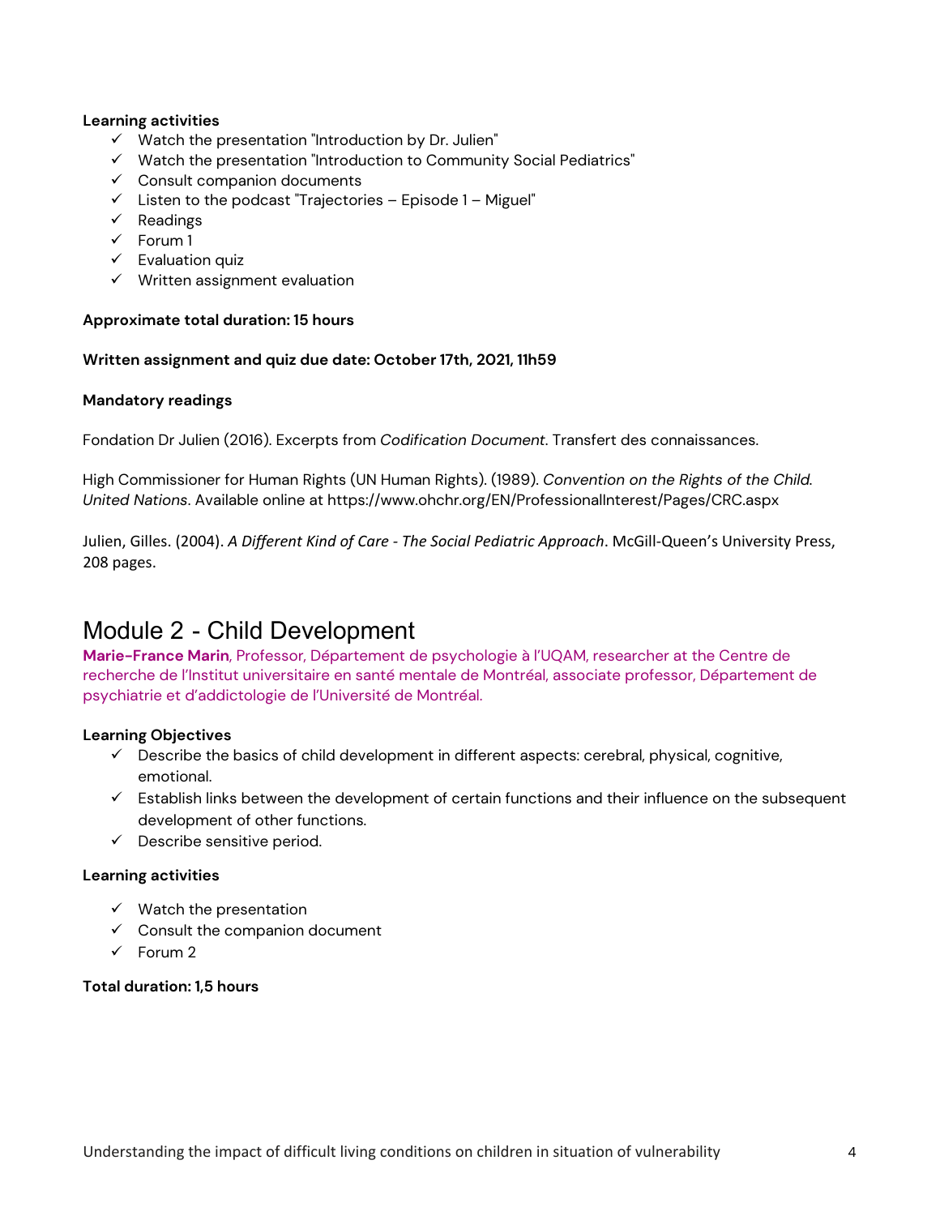**Learning activities**

- ✓ Watch the presentation "Introduction by Dr. Julien"
- ✓ Watch the presentation "Introduction to Community Social Pediatrics"
- ✓ Consult companion documents
- ✓ Listen to the podcast "Trajectories – Episode 1 – Miguel"
- ✓ Readings
- ✓ Forum 1
- ✓ Evaluation quiz
- ✓ Written assignment evaluation

**Approximate total duration: 15 hours**

**Written assignment and quiz due date: October 17th, 2021, 11h59**

**Mandatory readings**

Fondation Dr Julien (2016). Excerpts from *Codification Document*. Transfert des connaissances.

High Commissioner for Human Rights (UN Human Rights). (1989). *Convention on the Rights of the Child. United Nations*. Available online at https://www.ohchr.org/EN/ProfessionalInterest/Pages/CRC.aspx

Julien, Gilles. (2004). *A Different Kind of Care - The Social Pediatric Approach*. McGill-Queen's University Press, 208 pages.

# Module 2 - Child Development

**Marie-France Marin**, Professor, Département de psychologie à l'UQAM, researcher at the Centre de recherche de l'Institut universitaire en santé mentale de Montréal, associate professor, Département de psychiatrie et d'addictologie de l'Université de Montréal.

**Learning Objectives**

- ✓ Describe the basics of child development in different aspects: cerebral, physical, cognitive, emotional.
- ✓ Establish links between the development of certain functions and their influence on the subsequent development of other functions.
- ✓ Describe sensitive period.

**Learning activities**

- ✓ Watch the presentation
- ✓ Consult the companion document
- ✓ Forum 2

**Total duration: 1,5 hours**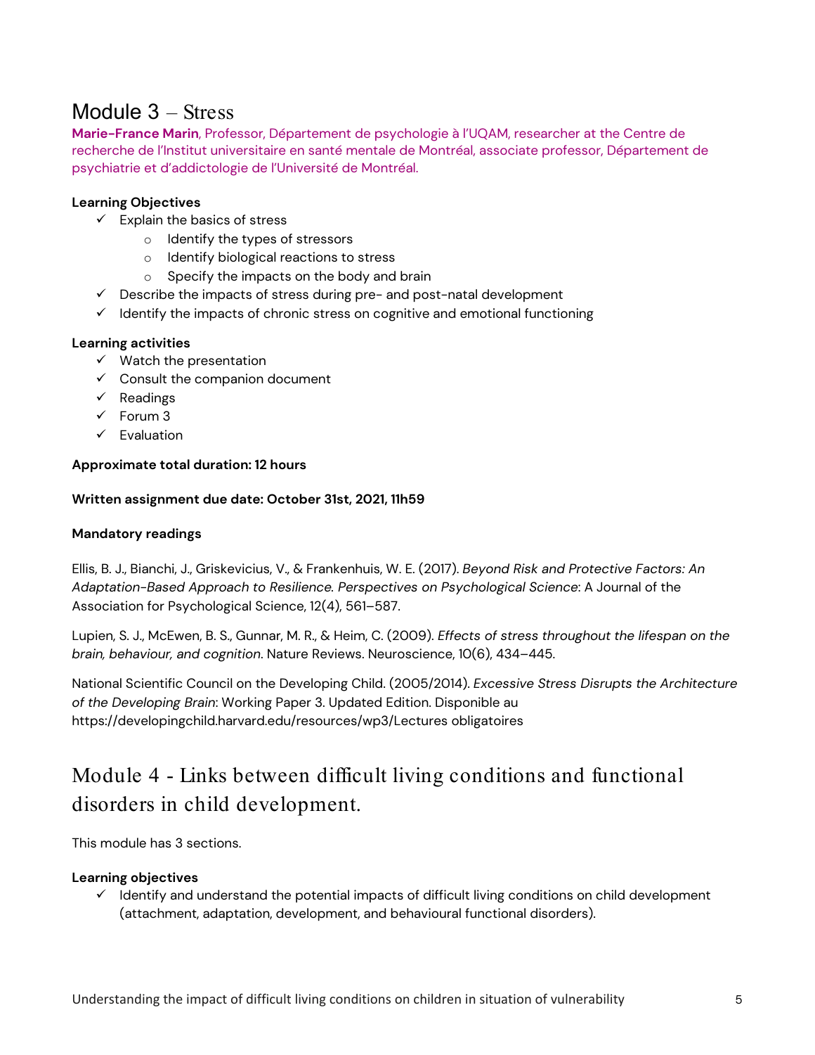## Module 3 – Stress

**Marie-France Marin**, Professor, Département de psychologie à l'UQAM, researcher at the Centre de recherche de l'Institut universitaire en santé mentale de Montréal, associate professor, Département de psychiatrie et d'addictologie de l'Université de Montréal.

**Learning Objectives**

- ✓ Explain the basics of stress
  - Identify the types of stressors
  - Identify biological reactions to stress
  - Specify the impacts on the body and brain
- ✓ Describe the impacts of stress during pre- and post-natal development
- ✓ Identify the impacts of chronic stress on cognitive and emotional functioning

**Learning activities**

- ✓ Watch the presentation
- ✓ Consult the companion document
- ✓ Readings
- ✓ Forum 3
- ✓ Evaluation

**Approximate total duration: 12 hours**

**Written assignment due date: October 31st, 2021, 11h59**

**Mandatory readings**

Ellis, B. J., Bianchi, J., Griskevicius, V., & Frankenhuis, W. E. (2017). *Beyond Risk and Protective Factors: An Adaptation-Based Approach to Resilience. Perspectives on Psychological Science*: A Journal of the Association for Psychological Science, 12(4), 561–587.

Lupien, S. J., McEwen, B. S., Gunnar, M. R., & Heim, C. (2009). *Effects of stress throughout the lifespan on the brain, behaviour, and cognition*. Nature Reviews. Neuroscience, 10(6), 434–445.

National Scientific Council on the Developing Child. (2005/2014). *Excessive Stress Disrupts the Architecture of the Developing Brain*: Working Paper 3. Updated Edition. Disponible au https://developingchild.harvard.edu/resources/wp3/Lectures obligatoires

## Module 4 - Links between difficult living conditions and functional disorders in child development.

This module has 3 sections.

**Learning objectives**

- ✓ Identify and understand the potential impacts of difficult living conditions on child development (attachment, adaptation, development, and behavioural functional disorders).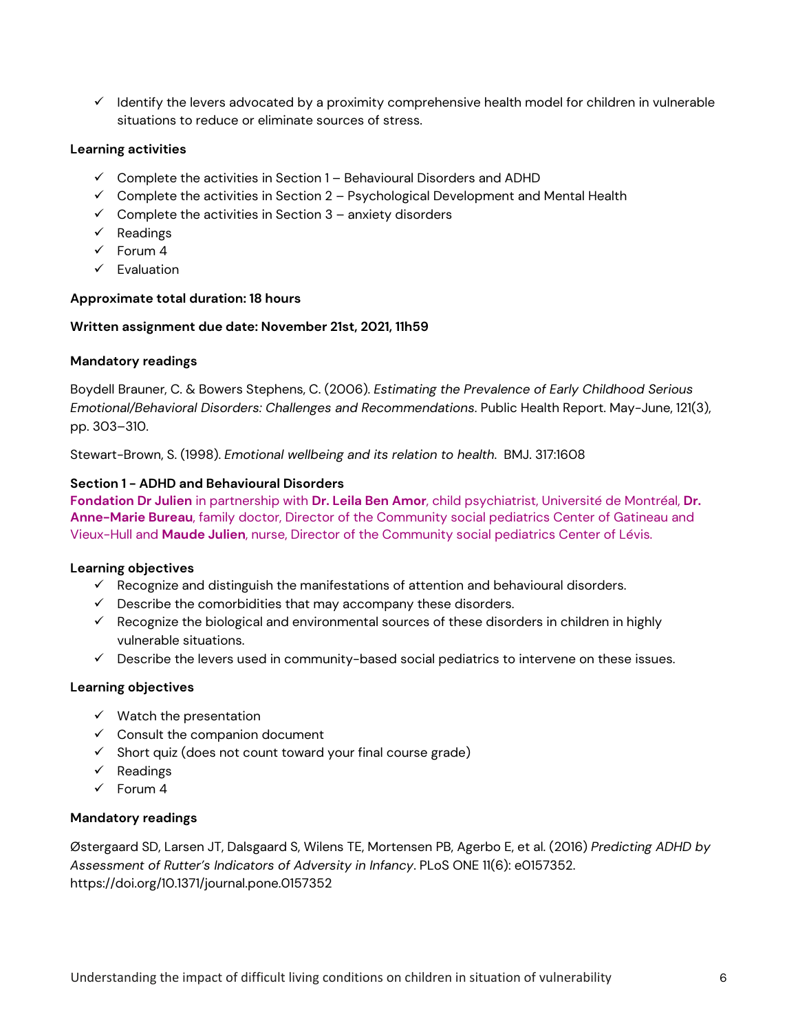- ✓ Identify the levers advocated by a proximity comprehensive health model for children in vulnerable situations to reduce or eliminate sources of stress.

**Learning activities**

- ✓ Complete the activities in Section 1 – Behavioural Disorders and ADHD
- ✓ Complete the activities in Section 2 – Psychological Development and Mental Health
- ✓ Complete the activities in Section 3 – anxiety disorders
- ✓ Readings
- ✓ Forum 4
- ✓ Evaluation

**Approximate total duration: 18 hours**

**Written assignment due date: November 21st, 2021, 11h59**

**Mandatory readings**

Boydell Brauner, C. & Bowers Stephens, C. (2006). *Estimating the Prevalence of Early Childhood Serious Emotional/Behavioral Disorders: Challenges and Recommendations*. Public Health Report. May-June, 121(3), pp. 303–310.

Stewart-Brown, S. (1998). *Emotional wellbeing and its relation to health*. BMJ. 317:1608

**Section 1 - ADHD and Behavioural Disorders**

**Fondation Dr Julien** in partnership with **Dr. Leila Ben Amor**, child psychiatrist, Université de Montréal, **Dr. Anne-Marie Bureau**, family doctor, Director of the Community social pediatrics Center of Gatineau and Vieux-Hull and **Maude Julien**, nurse, Director of the Community social pediatrics Center of Lévis.

**Learning objectives**

- ✓ Recognize and distinguish the manifestations of attention and behavioural disorders.
- ✓ Describe the comorbidities that may accompany these disorders.
- ✓ Recognize the biological and environmental sources of these disorders in children in highly vulnerable situations.
- ✓ Describe the levers used in community-based social pediatrics to intervene on these issues.

**Learning objectives**

- ✓ Watch the presentation
- ✓ Consult the companion document
- ✓ Short quiz (does not count toward your final course grade)
- ✓ Readings
- ✓ Forum 4

**Mandatory readings**

Østergaard SD, Larsen JT, Dalsgaard S, Wilens TE, Mortensen PB, Agerbo E, et al. (2016) *Predicting ADHD by Assessment of Rutter's Indicators of Adversity in Infancy*. PLoS ONE 11(6): e0157352. https://doi.org/10.1371/journal.pone.0157352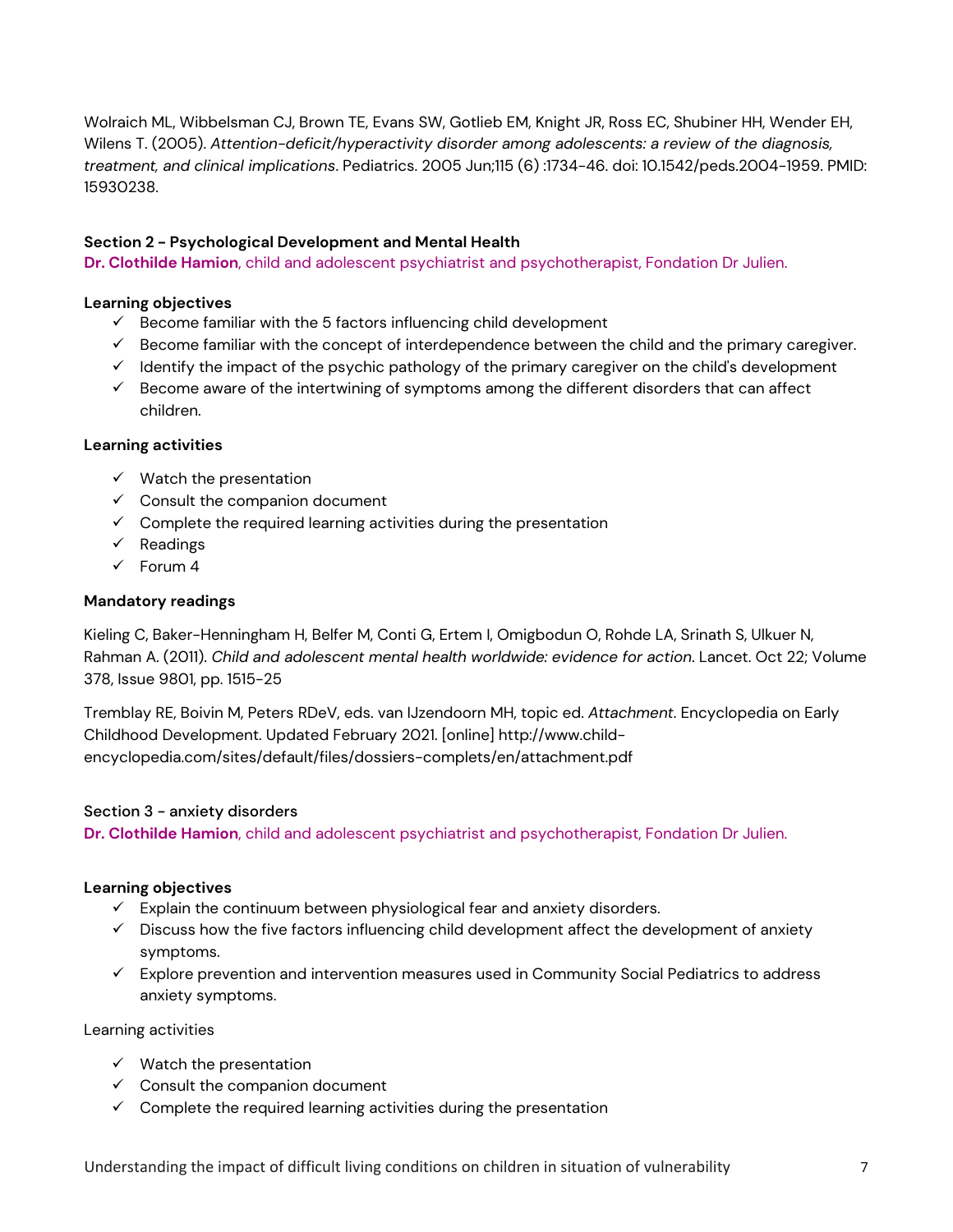Wolraich ML, Wibbelsman CJ, Brown TE, Evans SW, Gotlieb EM, Knight JR, Ross EC, Shubiner HH, Wender EH, Wilens T. (2005). *Attention-deficit/hyperactivity disorder among adolescents: a review of the diagnosis, treatment, and clinical implications*. Pediatrics. 2005 Jun;115 (6) :1734-46. doi: 10.1542/peds.2004-1959. PMID: 15930238.

### Section 2 - Psychological Development and Mental Health

**Dr. Clothilde Hamion**, child and adolescent psychiatrist and psychotherapist, Fondation Dr Julien.

**Learning objectives**

- ✓ Become familiar with the 5 factors influencing child development
- ✓ Become familiar with the concept of interdependence between the child and the primary caregiver.
- ✓ Identify the impact of the psychic pathology of the primary caregiver on the child's development
- ✓ Become aware of the intertwining of symptoms among the different disorders that can affect children.

**Learning activities**

- ✓ Watch the presentation
- ✓ Consult the companion document
- ✓ Complete the required learning activities during the presentation
- ✓ Readings
- ✓ Forum 4

**Mandatory readings**

Kieling C, Baker-Henningham H, Belfer M, Conti G, Ertem I, Omigbodun O, Rohde LA, Srinath S, Ulkuer N, Rahman A. (2011). *Child and adolescent mental health worldwide: evidence for action*. Lancet. Oct 22; Volume 378, Issue 9801, pp. 1515-25

Tremblay RE, Boivin M, Peters RDeV, eds. van IJzendoorn MH, topic ed. *Attachment*. Encyclopedia on Early Childhood Development. Updated February 2021. [online] http://www.child-encyclopedia.com/sites/default/files/dossiers-complets/en/attachment.pdf

### Section 3 - anxiety disorders

**Dr. Clothilde Hamion**, child and adolescent psychiatrist and psychotherapist, Fondation Dr Julien.

**Learning objectives**

- ✓ Explain the continuum between physiological fear and anxiety disorders.
- ✓ Discuss how the five factors influencing child development affect the development of anxiety symptoms.
- ✓ Explore prevention and intervention measures used in Community Social Pediatrics to address anxiety symptoms.

Learning activities

- ✓ Watch the presentation
- ✓ Consult the companion document
- ✓ Complete the required learning activities during the presentation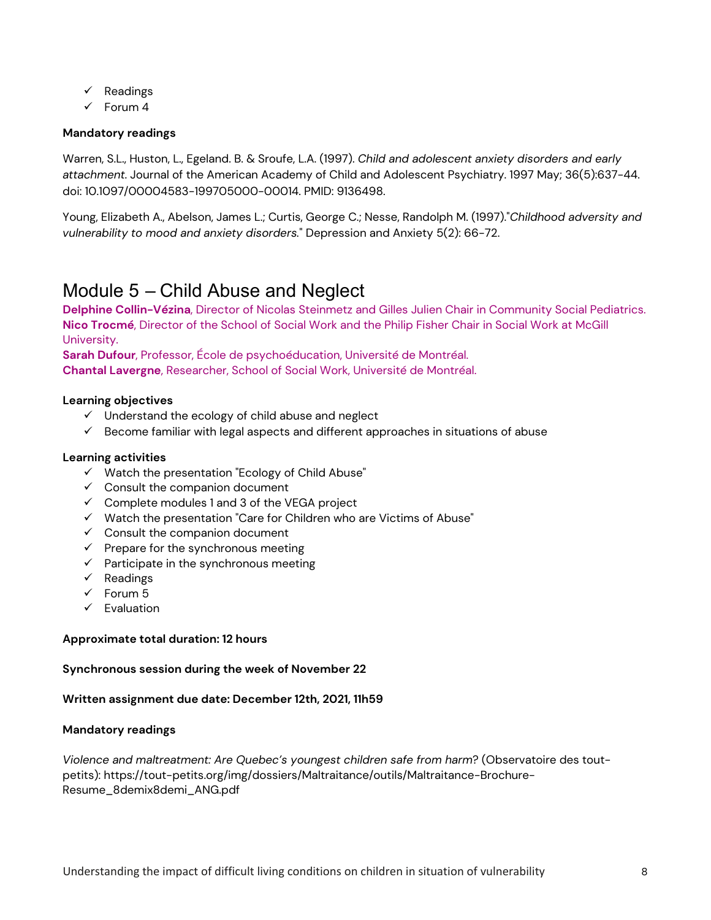- ✓ Readings
- ✓ Forum 4

**Mandatory readings**

Warren, S.L., Huston, L., Egeland. B. & Sroufe, L.A. (1997). *Child and adolescent anxiety disorders and early attachment*. Journal of the American Academy of Child and Adolescent Psychiatry. 1997 May; 36(5):637-44. doi: 10.1097/00004583-199705000-00014. PMID: 9136498.

Young, Elizabeth A., Abelson, James L.; Curtis, George C.; Nesse, Randolph M. (1997)."*Childhood adversity and vulnerability to mood and anxiety disorders.*" Depression and Anxiety 5(2): 66-72.

## Module 5 – Child Abuse and Neglect

**Delphine Collin-Vézina**, Director of Nicolas Steinmetz and Gilles Julien Chair in Community Social Pediatrics.
**Nico Trocmé**, Director of the School of Social Work and the Philip Fisher Chair in Social Work at McGill University.
**Sarah Dufour**, Professor, École de psychoéducation, Université de Montréal.
**Chantal Lavergne**, Researcher, School of Social Work, Université de Montréal.

**Learning objectives**

- ✓ Understand the ecology of child abuse and neglect
- ✓ Become familiar with legal aspects and different approaches in situations of abuse

**Learning activities**

- ✓ Watch the presentation "Ecology of Child Abuse"
- ✓ Consult the companion document
- ✓ Complete modules 1 and 3 of the VEGA project
- ✓ Watch the presentation "Care for Children who are Victims of Abuse"
- ✓ Consult the companion document
- ✓ Prepare for the synchronous meeting
- ✓ Participate in the synchronous meeting
- ✓ Readings
- ✓ Forum 5
- ✓ Evaluation

**Approximate total duration: 12 hours**

**Synchronous session during the week of November 22**

**Written assignment due date: December 12th, 2021, 11h59**

**Mandatory readings**

*Violence and maltreatment: Are Quebec's youngest children safe from harm*? (Observatoire des tout-petits): https://tout-petits.org/img/dossiers/Maltraitance/outils/Maltraitance-Brochure-Resume_8demix8demi_ANG.pdf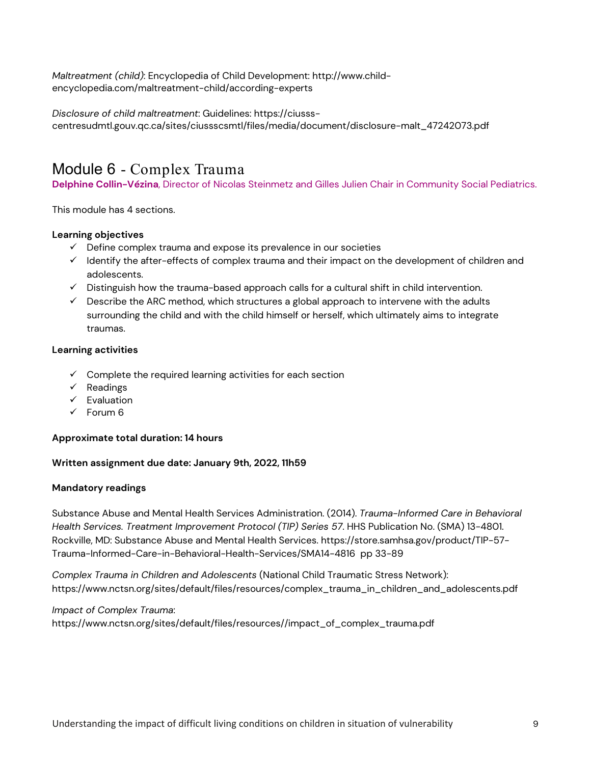*Maltreatment (child)*: Encyclopedia of Child Development: http://www.child-encyclopedia.com/maltreatment-child/according-experts

*Disclosure of child maltreatment*: Guidelines: https://ciusss-centresudmtl.gouv.qc.ca/sites/ciussscsmtl/files/media/document/disclosure-malt_47242073.pdf

## Module 6 - Complex Trauma

**Delphine Collin-Vézina**, Director of Nicolas Steinmetz and Gilles Julien Chair in Community Social Pediatrics.

This module has 4 sections.

**Learning objectives**

- ✓ Define complex trauma and expose its prevalence in our societies
- ✓ Identify the after-effects of complex trauma and their impact on the development of children and adolescents.
- ✓ Distinguish how the trauma-based approach calls for a cultural shift in child intervention.
- ✓ Describe the ARC method, which structures a global approach to intervene with the adults surrounding the child and with the child himself or herself, which ultimately aims to integrate traumas.

**Learning activities**

- ✓ Complete the required learning activities for each section
- ✓ Readings
- ✓ Evaluation
- ✓ Forum 6

**Approximate total duration: 14 hours**

**Written assignment due date: January 9th, 2022, 11h59**

**Mandatory readings**

Substance Abuse and Mental Health Services Administration. (2014). *Trauma-Informed Care in Behavioral Health Services. Treatment Improvement Protocol (TIP) Series 57*. HHS Publication No. (SMA) 13-4801. Rockville, MD: Substance Abuse and Mental Health Services. https://store.samhsa.gov/product/TIP-57-Trauma-Informed-Care-in-Behavioral-Health-Services/SMA14-4816 pp 33-89

*Complex Trauma in Children and Adolescents* (National Child Traumatic Stress Network): https://www.nctsn.org/sites/default/files/resources/complex_trauma_in_children_and_adolescents.pdf

*Impact of Complex Trauma*: https://www.nctsn.org/sites/default/files/resources//impact_of_complex_trauma.pdf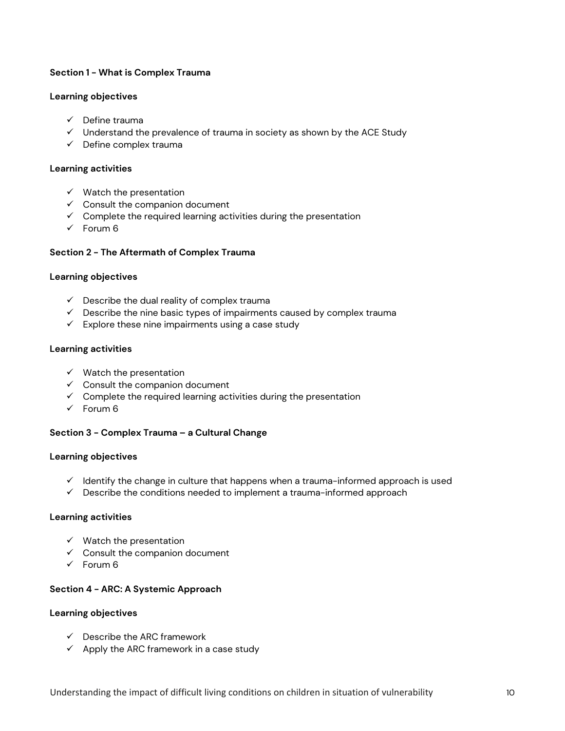**Section 1 - What is Complex Trauma**

**Learning objectives**

- ✓ Define trauma
- ✓ Understand the prevalence of trauma in society as shown by the ACE Study
- ✓ Define complex trauma

**Learning activities**

- ✓ Watch the presentation
- ✓ Consult the companion document
- ✓ Complete the required learning activities during the presentation
- ✓ Forum 6

**Section 2 - The Aftermath of Complex Trauma**

**Learning objectives**

- ✓ Describe the dual reality of complex trauma
- ✓ Describe the nine basic types of impairments caused by complex trauma
- ✓ Explore these nine impairments using a case study

**Learning activities**

- ✓ Watch the presentation
- ✓ Consult the companion document
- ✓ Complete the required learning activities during the presentation
- ✓ Forum 6

**Section 3 - Complex Trauma – a Cultural Change**

**Learning objectives**

- ✓ Identify the change in culture that happens when a trauma-informed approach is used
- ✓ Describe the conditions needed to implement a trauma-informed approach

**Learning activities**

- ✓ Watch the presentation
- ✓ Consult the companion document
- ✓ Forum 6

**Section 4 - ARC: A Systemic Approach**

**Learning objectives**

- ✓ Describe the ARC framework
- ✓ Apply the ARC framework in a case study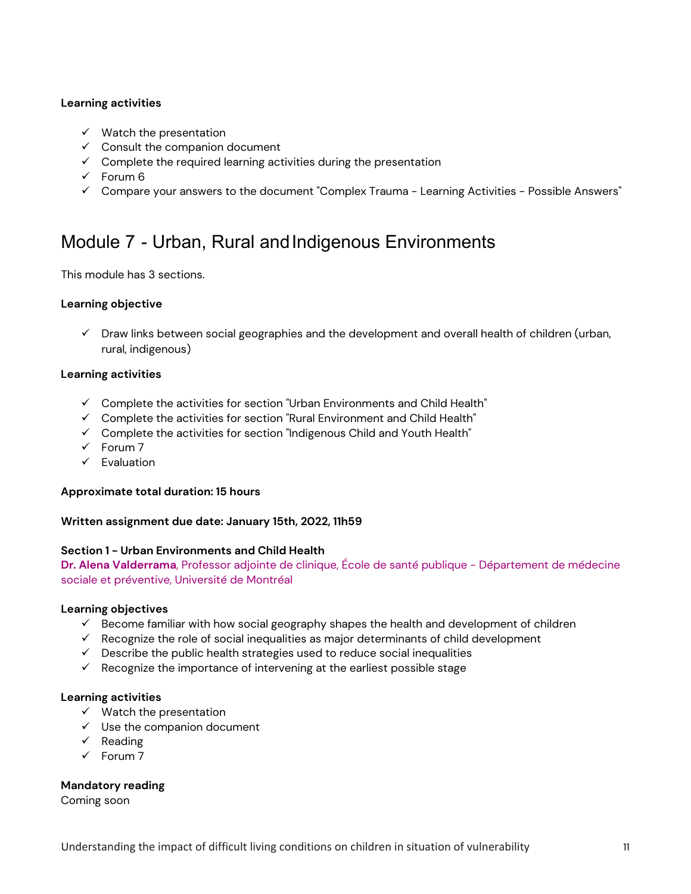**Learning activities**

- ✓ Watch the presentation
- ✓ Consult the companion document
- ✓ Complete the required learning activities during the presentation
- ✓ Forum 6
- ✓ Compare your answers to the document "Complex Trauma - Learning Activities - Possible Answers"

## Module 7 - Urban, Rural and Indigenous Environments

This module has 3 sections.

**Learning objective**

- ✓ Draw links between social geographies and the development and overall health of children (urban, rural, indigenous)

**Learning activities**

- ✓ Complete the activities for section "Urban Environments and Child Health"
- ✓ Complete the activities for section "Rural Environment and Child Health"
- ✓ Complete the activities for section "Indigenous Child and Youth Health"
- ✓ Forum 7
- ✓ Evaluation

**Approximate total duration: 15 hours**

**Written assignment due date: January 15th, 2022, 11h59**

**Section 1 - Urban Environments and Child Health**
**Dr. Alena Valderrama**, Professor adjointe de clinique, École de santé publique - Département de médecine sociale et préventive, Université de Montréal

**Learning objectives**

- ✓ Become familiar with how social geography shapes the health and development of children
- ✓ Recognize the role of social inequalities as major determinants of child development
- ✓ Describe the public health strategies used to reduce social inequalities
- ✓ Recognize the importance of intervening at the earliest possible stage

**Learning activities**

- ✓ Watch the presentation
- ✓ Use the companion document
- ✓ Reading
- ✓ Forum 7

**Mandatory reading**
Coming soon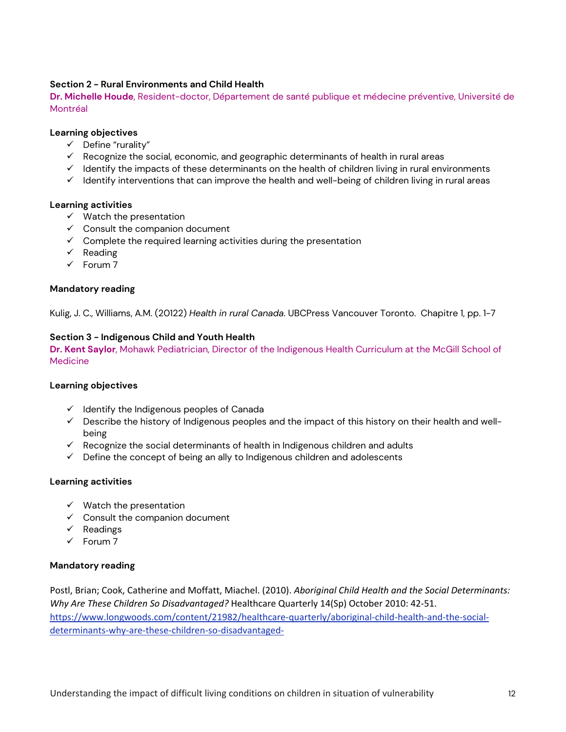**Section 2 - Rural Environments and Child Health**

**Dr. Michelle Houde**, Resident-doctor, Département de santé publique et médecine préventive, Université de Montréal

**Learning objectives**

- ✓ Define "rurality"
- ✓ Recognize the social, economic, and geographic determinants of health in rural areas
- ✓ Identify the impacts of these determinants on the health of children living in rural environments
- ✓ Identify interventions that can improve the health and well-being of children living in rural areas

**Learning activities**

- ✓ Watch the presentation
- ✓ Consult the companion document
- ✓ Complete the required learning activities during the presentation
- ✓ Reading
- ✓ Forum 7

**Mandatory reading**

Kulig, J. C., Williams, A.M. (20122) *Health in rural Canada*. UBCPress Vancouver Toronto. Chapitre 1, pp. 1-7

**Section 3 - Indigenous Child and Youth Health**

**Dr. Kent Saylor**, Mohawk Pediatrician, Director of the Indigenous Health Curriculum at the McGill School of Medicine

**Learning objectives**

- ✓ Identify the Indigenous peoples of Canada
- ✓ Describe the history of Indigenous peoples and the impact of this history on their health and well-being
- ✓ Recognize the social determinants of health in Indigenous children and adults
- ✓ Define the concept of being an ally to Indigenous children and adolescents

**Learning activities**

- ✓ Watch the presentation
- ✓ Consult the companion document
- ✓ Readings
- ✓ Forum 7

**Mandatory reading**

Postl, Brian; Cook, Catherine and Moffatt, Miachel. (2010). *Aboriginal Child Health and the Social Determinants: Why Are These Children So Disadvantaged?* Healthcare Quarterly 14(Sp) October 2010: 42-51. https://www.longwoods.com/content/21982/healthcare-quarterly/aboriginal-child-health-and-the-social-determinants-why-are-these-children-so-disadvantaged-